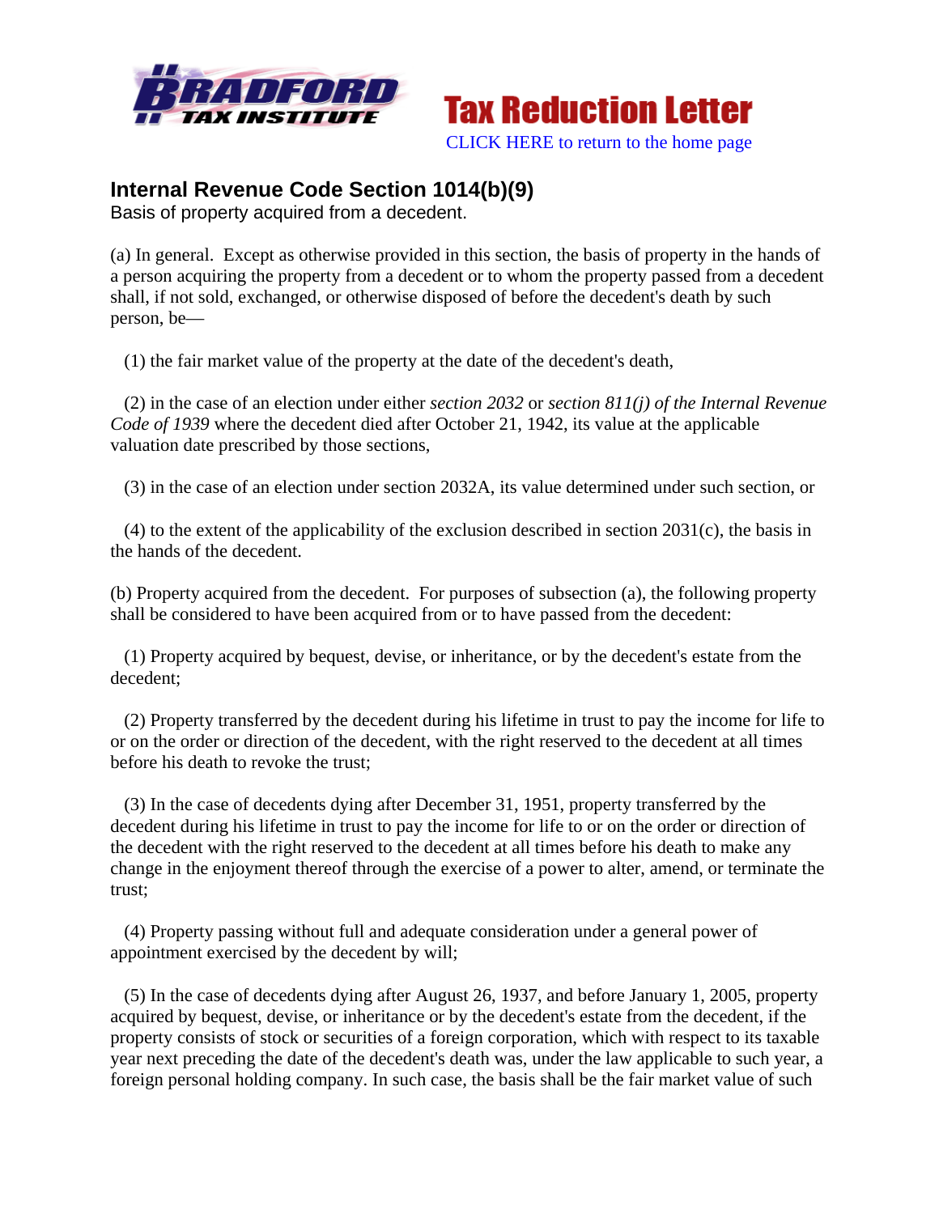Tax Reduction Letter

CLICK HERE to return to the home page

## Internal Revenue Code Section 1014(b)(9)

Basis of property acquired from a decedent.

(a) In general. Except as otherwise provided in this section, the basis of property in the hands of a person acquiring the property from a decedent or to whom the property passed from a decedent shall, if not sold, exchanged, or otherwise disposed of before the decedent's death by such person, be—

(1) the fair market value of the property at the date of the decedent's death,

(2) in the case of an election under either *section 2032* or *section 811(j) of the Internal Revenue Code of 1939* where the decedent died after October 21, 1942, its value at the applicable valuation date prescribed by those sections,

(3) in the case of an election under section 2032A, its value determined under such section, or

(4) to the extent of the applicability of the exclusion described in section 2031(c), the basis in the hands of the decedent.

(b) Property acquired from the decedent. For purposes of subsection (a), the following property shall be considered to have been acquired from or to have passed from the decedent:

(1) Property acquired by bequest, devise, or inheritance, or by the decedent's estate from the decedent;

(2) Property transferred by the decedent during his lifetime in trust to pay the income for life to or on the order or direction of the decedent, with the right reserved to the decedent at all times before his death to revoke the trust;

(3) In the case of decedents dying after December 31, 1951, property transferred by the decedent during his lifetime in trust to pay the income for life to or on the order or direction of the decedent with the right reserved to the decedent at all times before his death to make any change in the enjoyment thereof through the exercise of a power to alter, amend, or terminate the trust;

(4) Property passing without full and adequate consideration under a general power of appointment exercised by the decedent by will;

(5) In the case of decedents dying after August 26, 1937, and before January 1, 2005, property acquired by bequest, devise, or inheritance or by the decedent's estate from the decedent, if the property consists of stock or securities of a foreign corporation, which with respect to its taxable year next preceding the date of the decedent's death was, under the law applicable to such year, a foreign personal holding company. In such case, the basis shall be the fair market value of such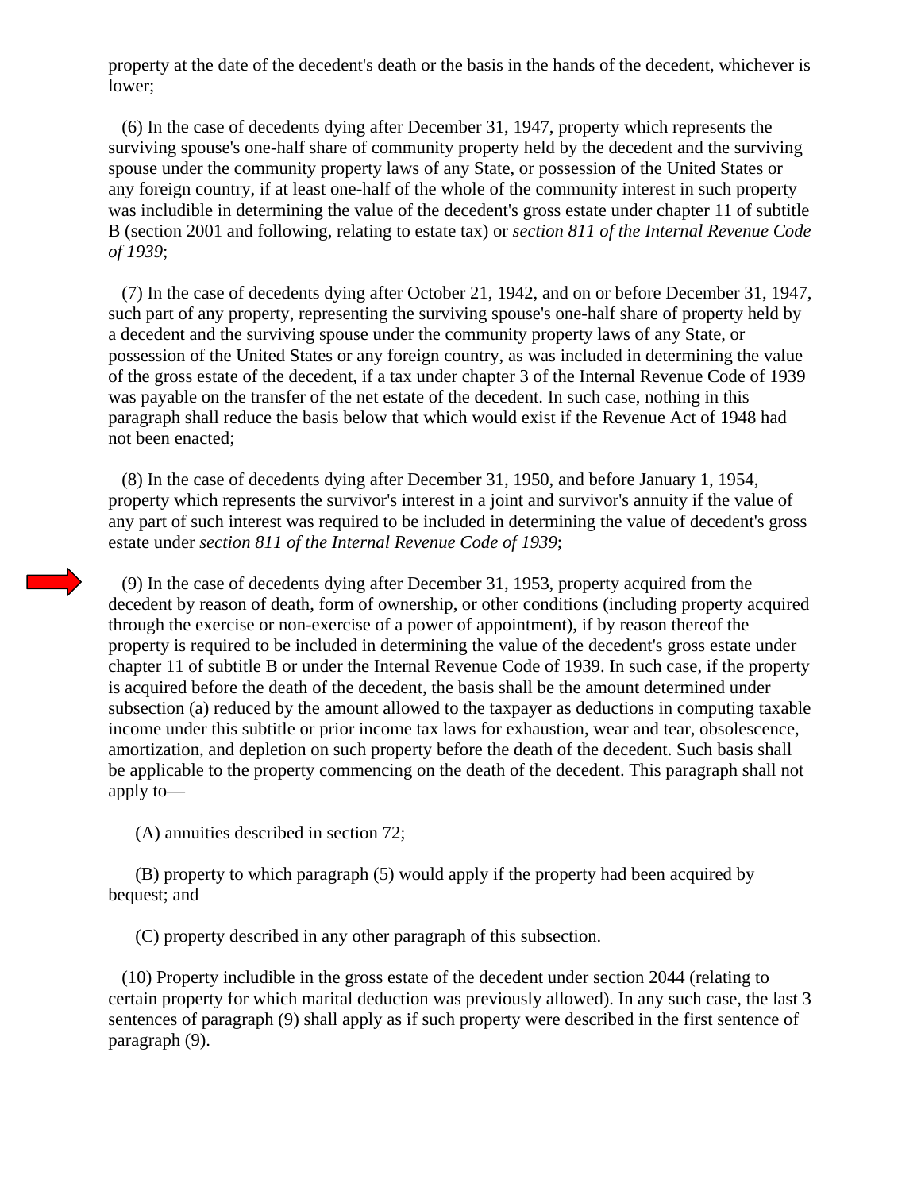property at the date of the decedent's death or the basis in the hands of the decedent, whichever is lower;

(6) In the case of decedents dying after December 31, 1947, property which represents the surviving spouse's one-half share of community property held by the decedent and the surviving spouse under the community property laws of any State, or possession of the United States or any foreign country, if at least one-half of the whole of the community interest in such property was includible in determining the value of the decedent's gross estate under chapter 11 of subtitle B (section 2001 and following, relating to estate tax) or *section 811 of the Internal Revenue Code of 1939*;

(7) In the case of decedents dying after October 21, 1942, and on or before December 31, 1947, such part of any property, representing the surviving spouse's one-half share of property held by a decedent and the surviving spouse under the community property laws of any State, or possession of the United States or any foreign country, as was included in determining the value of the gross estate of the decedent, if a tax under chapter 3 of the Internal Revenue Code of 1939 was payable on the transfer of the net estate of the decedent. In such case, nothing in this paragraph shall reduce the basis below that which would exist if the Revenue Act of 1948 had not been enacted;

(8) In the case of decedents dying after December 31, 1950, and before January 1, 1954, property which represents the survivor's interest in a joint and survivor's annuity if the value of any part of such interest was required to be included in determining the value of decedent's gross estate under *section 811 of the Internal Revenue Code of 1939*;

(9) In the case of decedents dying after December 31, 1953, property acquired from the decedent by reason of death, form of ownership, or other conditions (including property acquired through the exercise or non-exercise of a power of appointment), if by reason thereof the property is required to be included in determining the value of the decedent's gross estate under chapter 11 of subtitle B or under the Internal Revenue Code of 1939. In such case, if the property is acquired before the death of the decedent, the basis shall be the amount determined under subsection (a) reduced by the amount allowed to the taxpayer as deductions in computing taxable income under this subtitle or prior income tax laws for exhaustion, wear and tear, obsolescence, amortization, and depletion on such property before the death of the decedent. Such basis shall be applicable to the property commencing on the death of the decedent. This paragraph shall not apply to—

(A) annuities described in section 72;

(B) property to which paragraph (5) would apply if the property had been acquired by bequest; and

(C) property described in any other paragraph of this subsection.

(10) Property includible in the gross estate of the decedent under section 2044 (relating to certain property for which marital deduction was previously allowed). In any such case, the last 3 sentences of paragraph (9) shall apply as if such property were described in the first sentence of paragraph (9).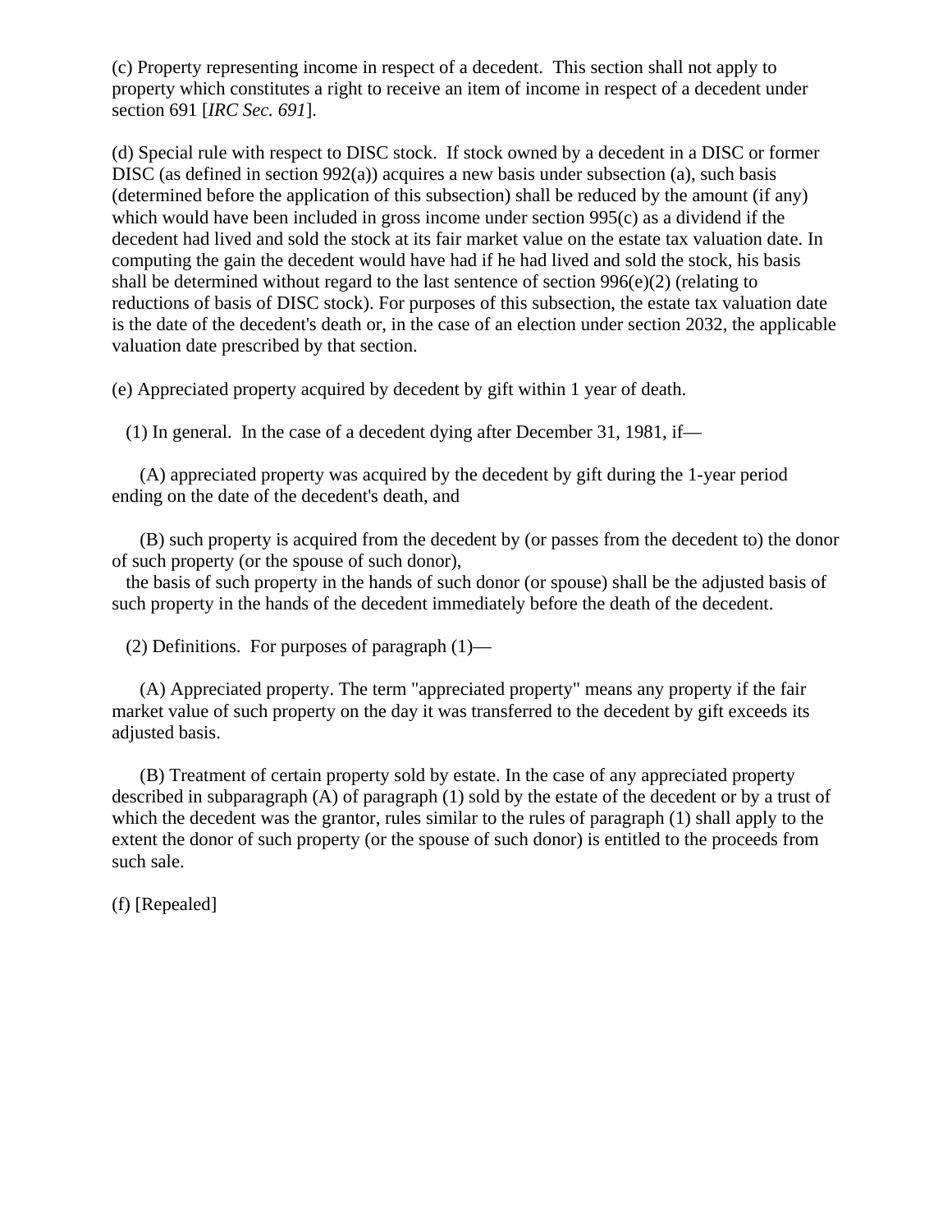(c) Property representing income in respect of a decedent. This section shall not apply to property which constitutes a right to receive an item of income in respect of a decedent under section 691 [*IRC Sec. 691*].

(d) Special rule with respect to DISC stock. If stock owned by a decedent in a DISC or former DISC (as defined in section 992(a)) acquires a new basis under subsection (a), such basis (determined before the application of this subsection) shall be reduced by the amount (if any) which would have been included in gross income under section 995(c) as a dividend if the decedent had lived and sold the stock at its fair market value on the estate tax valuation date. In computing the gain the decedent would have had if he had lived and sold the stock, his basis shall be determined without regard to the last sentence of section 996(e)(2) (relating to reductions of basis of DISC stock). For purposes of this subsection, the estate tax valuation date is the date of the decedent's death or, in the case of an election under section 2032, the applicable valuation date prescribed by that section.

(e) Appreciated property acquired by decedent by gift within 1 year of death.

(1) In general. In the case of a decedent dying after December 31, 1981, if—

(A) appreciated property was acquired by the decedent by gift during the 1-year period ending on the date of the decedent's death, and

(B) such property is acquired from the decedent by (or passes from the decedent to) the donor of such property (or the spouse of such donor),

the basis of such property in the hands of such donor (or spouse) shall be the adjusted basis of such property in the hands of the decedent immediately before the death of the decedent.

(2) Definitions. For purposes of paragraph (1)—

(A) Appreciated property. The term "appreciated property" means any property if the fair market value of such property on the day it was transferred to the decedent by gift exceeds its adjusted basis.

(B) Treatment of certain property sold by estate. In the case of any appreciated property described in subparagraph (A) of paragraph (1) sold by the estate of the decedent or by a trust of which the decedent was the grantor, rules similar to the rules of paragraph (1) shall apply to the extent the donor of such property (or the spouse of such donor) is entitled to the proceeds from such sale.

(f) [Repealed]